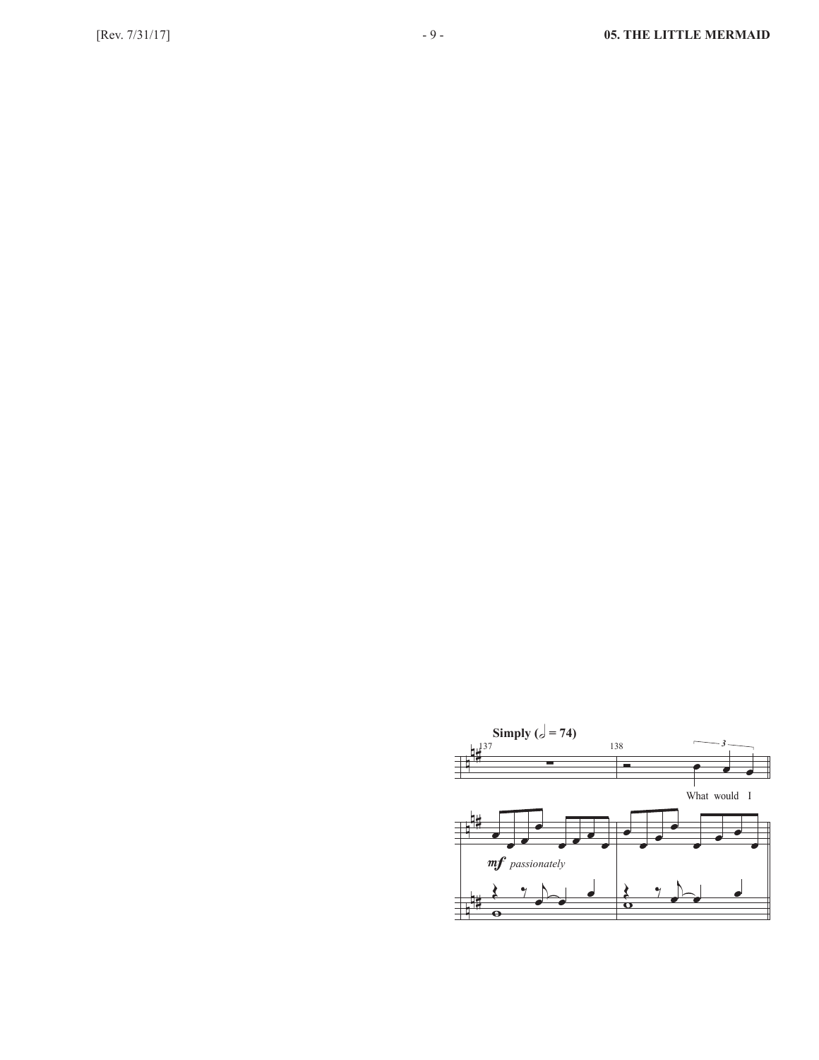Simply (𝅗𝅥 = 74)

137 138

What would I

*mf passionately*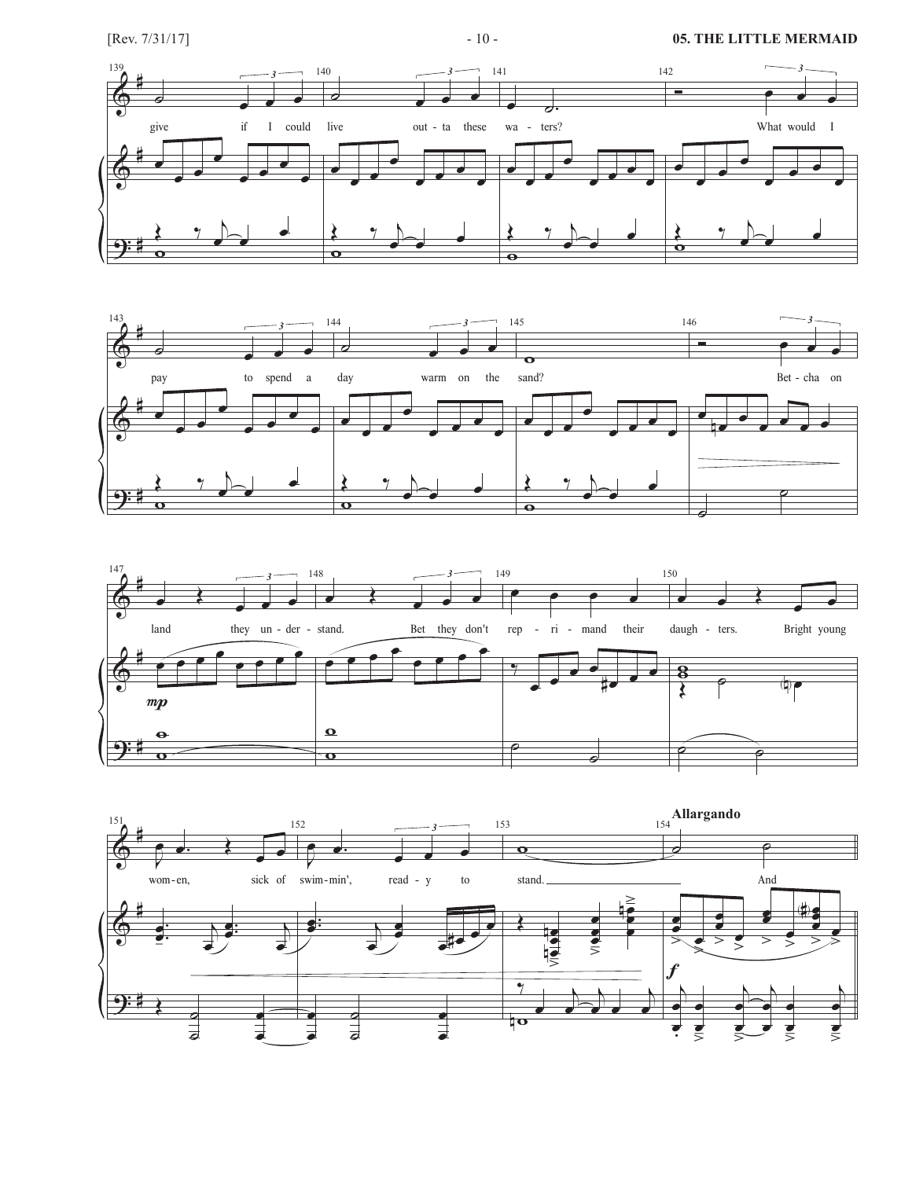give if I could live outta these waters? What would I

pay to spend a day warm on the sand? Betcha on

land they under-stand. Bet they don't rep-ri-mand their daughters. Bright young

women, sick of swimmin', ready to stand. And

**Allargando**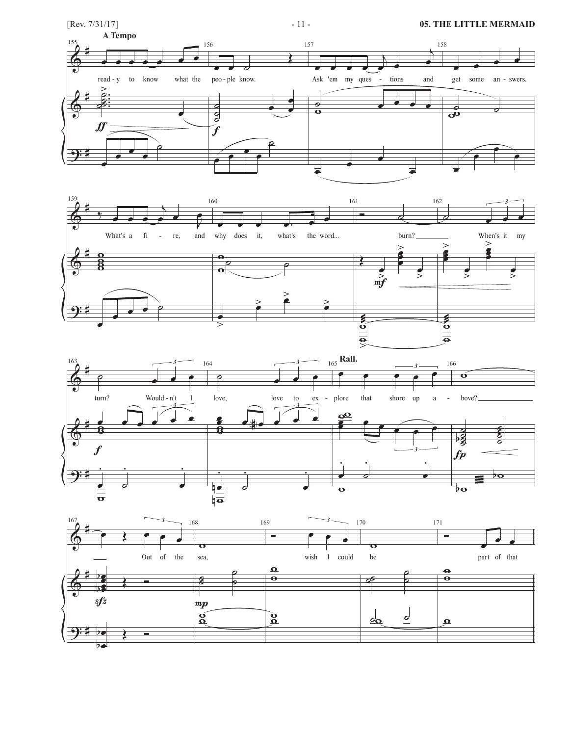**A Tempo**

155 read - y to know what the 156 peo - ple know. 157 Ask 'em my ques - tions and 158 get some an - swers.

*ff* *f*

159 What's a fi - re, and 160 why does it, what's the word... 161 burn? 162 When's it my

*mf*

163 turn? Would - n't I 164 love, love to ex - 165 **Rall.** plore that shore up a - 166 bove?

*f* *fp*

167 Out of the 168 sea, 169 wish I could 170 be 171 part of that

*sfz* *mp*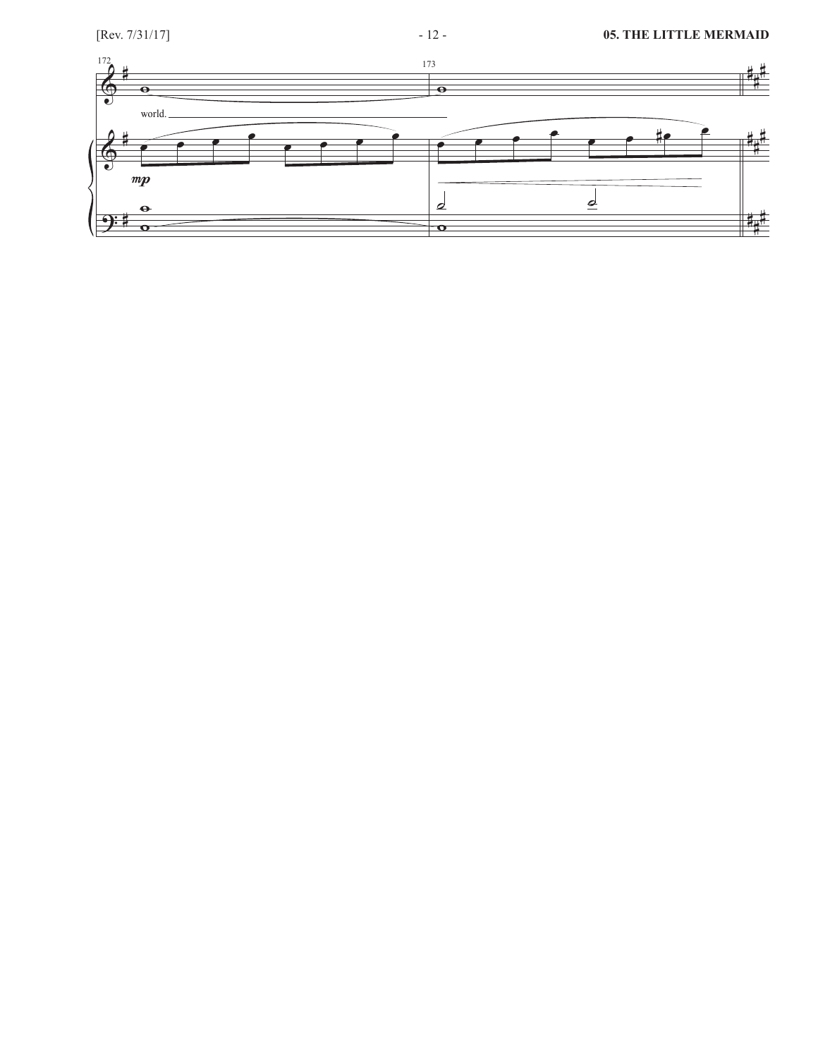172

173

world.

*mp*